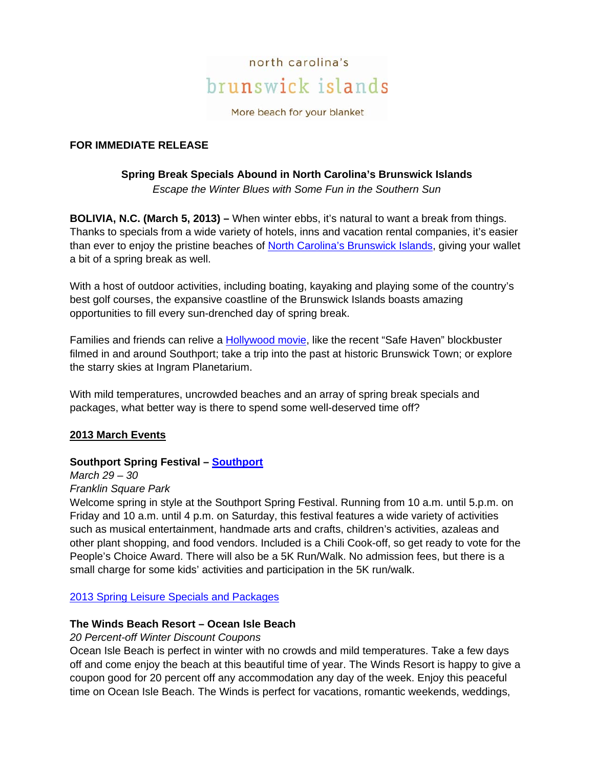north carolina's

brunswick islands

More beach for your blanket

**FOR IMMEDIATE RELEASE**

**Spring Break Specials Abound in North Carolina's Brunswick Islands**

*Escape the Winter Blues with Some Fun in the Southern Sun*

**BOLIVIA, N.C. (March 5, 2013) –** When winter ebbs, it's natural to want a break from things. Thanks to specials from a wide variety of hotels, inns and vacation rental companies, it's easier than ever to enjoy the pristine beaches of North Carolina's Brunswick Islands, giving your wallet a bit of a spring break as well.

With a host of outdoor activities, including boating, kayaking and playing some of the country's best golf courses, the expansive coastline of the Brunswick Islands boasts amazing opportunities to fill every sun-drenched day of spring break.

Families and friends can relive a Hollywood movie, like the recent "Safe Haven" blockbuster filmed in and around Southport; take a trip into the past at historic Brunswick Town; or explore the starry skies at Ingram Planetarium.

With mild temperatures, uncrowded beaches and an array of spring break specials and packages, what better way is there to spend some well-deserved time off?

## 2013 March Events

**Southport Spring Festival – Southport**

*March 29 – 30*

*Franklin Square Park*

Welcome spring in style at the Southport Spring Festival. Running from 10 a.m. until 5.p.m. on Friday and 10 a.m. until 4 p.m. on Saturday, this festival features a wide variety of activities such as musical entertainment, handmade arts and crafts, children's activities, azaleas and other plant shopping, and food vendors. Included is a Chili Cook-off, so get ready to vote for the People's Choice Award. There will also be a 5K Run/Walk. No admission fees, but there is a small charge for some kids' activities and participation in the 5K run/walk.

## 2013 Spring Leisure Specials and Packages

**The Winds Beach Resort – Ocean Isle Beach**

*20 Percent-off Winter Discount Coupons*

Ocean Isle Beach is perfect in winter with no crowds and mild temperatures. Take a few days off and come enjoy the beach at this beautiful time of year. The Winds Resort is happy to give a coupon good for 20 percent off any accommodation any day of the week. Enjoy this peaceful time on Ocean Isle Beach. The Winds is perfect for vacations, romantic weekends, weddings,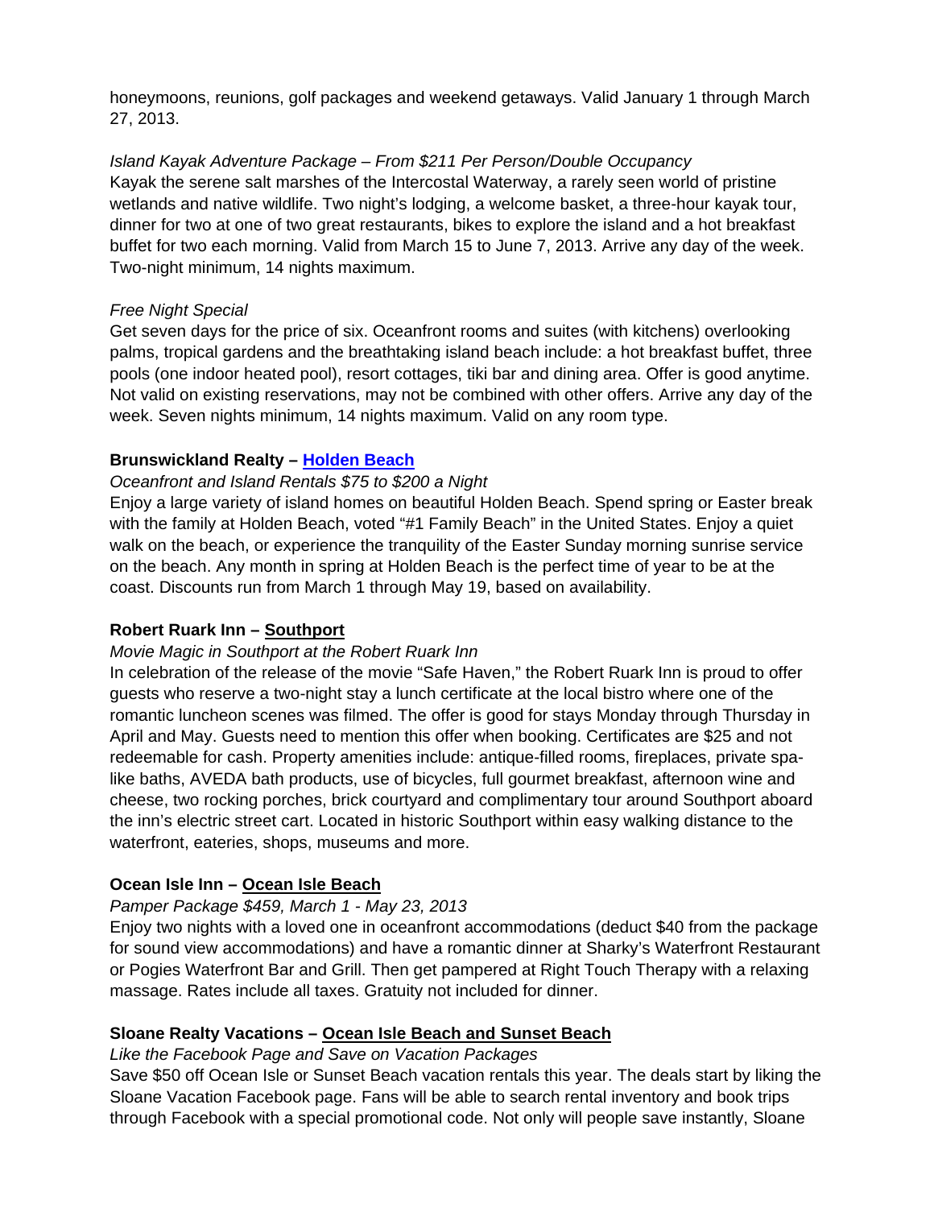honeymoons, reunions, golf packages and weekend getaways. Valid January 1 through March 27, 2013.

*Island Kayak Adventure Package – From $211 Per Person/Double Occupancy*
Kayak the serene salt marshes of the Intercostal Waterway, a rarely seen world of pristine wetlands and native wildlife. Two night's lodging, a welcome basket, a three-hour kayak tour, dinner for two at one of two great restaurants, bikes to explore the island and a hot breakfast buffet for two each morning. Valid from March 15 to June 7, 2013. Arrive any day of the week. Two-night minimum, 14 nights maximum.

*Free Night Special*
Get seven days for the price of six. Oceanfront rooms and suites (with kitchens) overlooking palms, tropical gardens and the breathtaking island beach include: a hot breakfast buffet, three pools (one indoor heated pool), resort cottages, tiki bar and dining area. Offer is good anytime. Not valid on existing reservations, may not be combined with other offers. Arrive any day of the week. Seven nights minimum, 14 nights maximum. Valid on any room type.

**Brunswickland Realty – Holden Beach**
*Oceanfront and Island Rentals $75 to $200 a Night*
Enjoy a large variety of island homes on beautiful Holden Beach. Spend spring or Easter break with the family at Holden Beach, voted "#1 Family Beach" in the United States. Enjoy a quiet walk on the beach, or experience the tranquility of the Easter Sunday morning sunrise service on the beach. Any month in spring at Holden Beach is the perfect time of year to be at the coast. Discounts run from March 1 through May 19, based on availability.

**Robert Ruark Inn – Southport**
*Movie Magic in Southport at the Robert Ruark Inn*
In celebration of the release of the movie "Safe Haven," the Robert Ruark Inn is proud to offer guests who reserve a two-night stay a lunch certificate at the local bistro where one of the romantic luncheon scenes was filmed. The offer is good for stays Monday through Thursday in April and May. Guests need to mention this offer when booking. Certificates are $25 and not redeemable for cash. Property amenities include: antique-filled rooms, fireplaces, private spa-like baths, AVEDA bath products, use of bicycles, full gourmet breakfast, afternoon wine and cheese, two rocking porches, brick courtyard and complimentary tour around Southport aboard the inn's electric street cart. Located in historic Southport within easy walking distance to the waterfront, eateries, shops, museums and more.

**Ocean Isle Inn – Ocean Isle Beach**
*Pamper Package $459, March 1 - May 23, 2013*
Enjoy two nights with a loved one in oceanfront accommodations (deduct $40 from the package for sound view accommodations) and have a romantic dinner at Sharky's Waterfront Restaurant or Pogies Waterfront Bar and Grill. Then get pampered at Right Touch Therapy with a relaxing massage. Rates include all taxes. Gratuity not included for dinner.

**Sloane Realty Vacations – Ocean Isle Beach and Sunset Beach**
*Like the Facebook Page and Save on Vacation Packages*
Save $50 off Ocean Isle or Sunset Beach vacation rentals this year. The deals start by liking the Sloane Vacation Facebook page. Fans will be able to search rental inventory and book trips through Facebook with a special promotional code. Not only will people save instantly, Sloane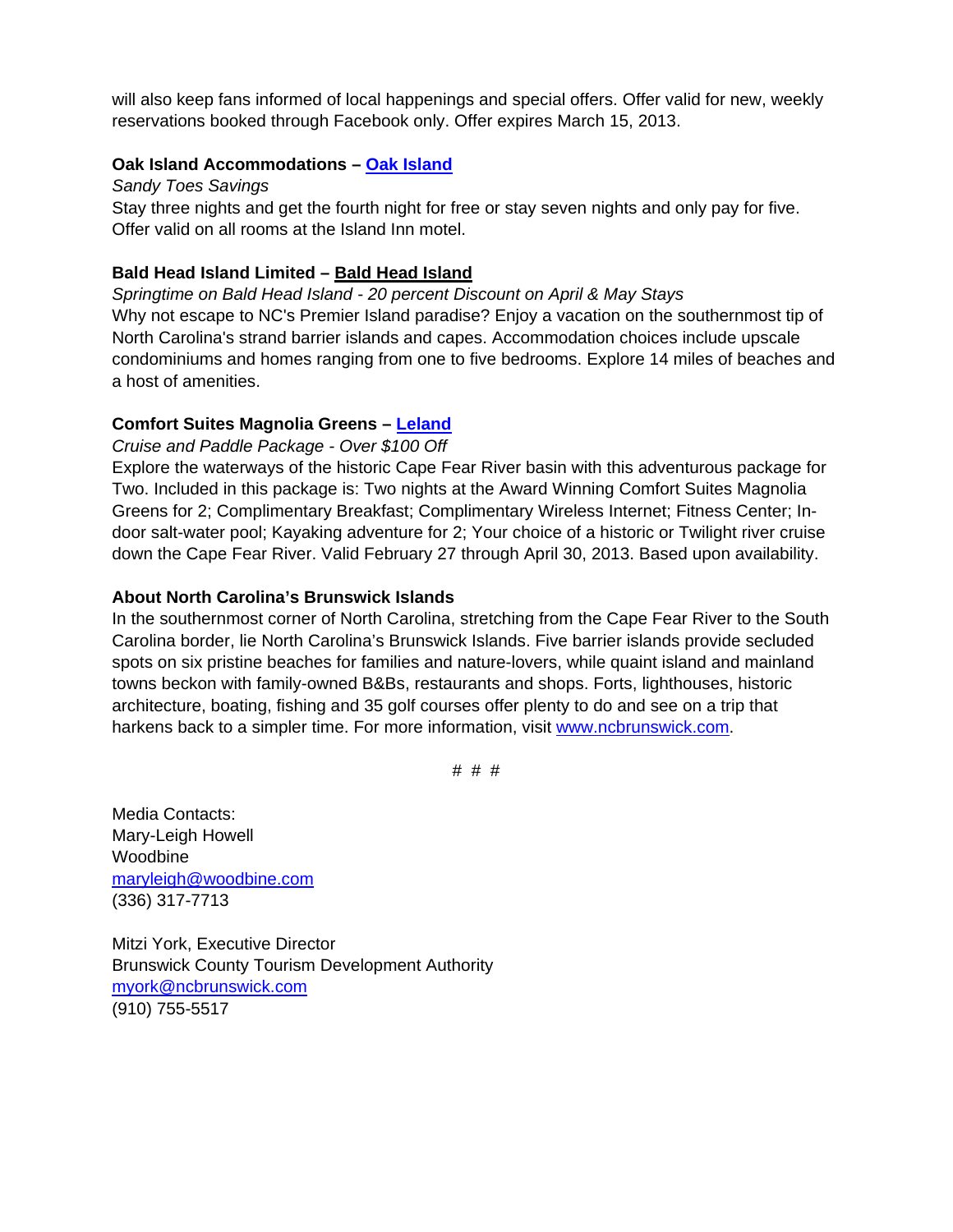will also keep fans informed of local happenings and special offers. Offer valid for new, weekly reservations booked through Facebook only. Offer expires March 15, 2013.

**Oak Island Accommodations – [Oak Island]()**

*Sandy Toes Savings*

Stay three nights and get the fourth night for free or stay seven nights and only pay for five. Offer valid on all rooms at the Island Inn motel.

**Bald Head Island Limited – Bald Head Island**

*Springtime on Bald Head Island - 20 percent Discount on April & May Stays*

Why not escape to NC's Premier Island paradise? Enjoy a vacation on the southernmost tip of North Carolina's strand barrier islands and capes. Accommodation choices include upscale condominiums and homes ranging from one to five bedrooms. Explore 14 miles of beaches and a host of amenities.

**Comfort Suites Magnolia Greens – [Leland]()**

*Cruise and Paddle Package - Over $100 Off*

Explore the waterways of the historic Cape Fear River basin with this adventurous package for Two. Included in this package is: Two nights at the Award Winning Comfort Suites Magnolia Greens for 2; Complimentary Breakfast; Complimentary Wireless Internet; Fitness Center; In-door salt-water pool; Kayaking adventure for 2; Your choice of a historic or Twilight river cruise down the Cape Fear River. Valid February 27 through April 30, 2013. Based upon availability.

**About North Carolina's Brunswick Islands**

In the southernmost corner of North Carolina, stretching from the Cape Fear River to the South Carolina border, lie North Carolina's Brunswick Islands. Five barrier islands provide secluded spots on six pristine beaches for families and nature-lovers, while quaint island and mainland towns beckon with family-owned B&Bs, restaurants and shops. Forts, lighthouses, historic architecture, boating, fishing and 35 golf courses offer plenty to do and see on a trip that harkens back to a simpler time. For more information, visit www.ncbrunswick.com.

# # #

Media Contacts:
Mary-Leigh Howell
Woodbine
maryleigh@woodbine.com
(336) 317-7713

Mitzi York, Executive Director
Brunswick County Tourism Development Authority
myork@ncbrunswick.com
(910) 755-5517